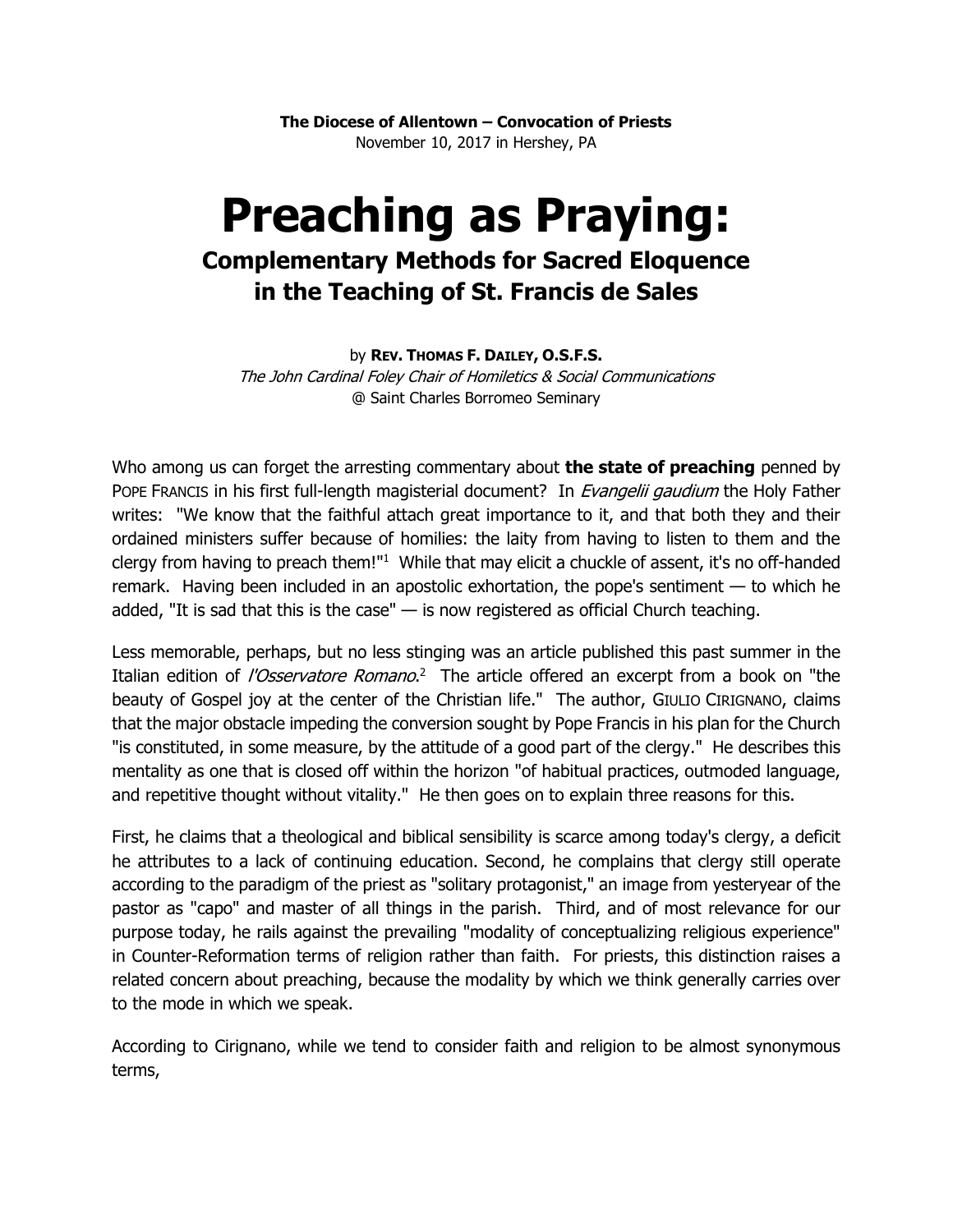**The Diocese of Allentown – Convocation of Priests**
November 10, 2017 in Hershey, PA

# Preaching as Praying:

## Complementary Methods for Sacred Eloquence in the Teaching of St. Francis de Sales

by **REV. THOMAS F. DAILEY, O.S.F.S.**
*The John Cardinal Foley Chair of Homiletics & Social Communications*
@ Saint Charles Borromeo Seminary

Who among us can forget the arresting commentary about **the state of preaching** penned by POPE FRANCIS in his first full-length magisterial document? In *Evangelii gaudium* the Holy Father writes: "We know that the faithful attach great importance to it, and that both they and their ordained ministers suffer because of homilies: the laity from having to listen to them and the clergy from having to preach them!"[1] While that may elicit a chuckle of assent, it's no off-handed remark. Having been included in an apostolic exhortation, the pope's sentiment — to which he added, "It is sad that this is the case" — is now registered as official Church teaching.

Less memorable, perhaps, but no less stinging was an article published this past summer in the Italian edition of *l'Osservatore Romano*.[2] The article offered an excerpt from a book on "the beauty of Gospel joy at the center of the Christian life." The author, GIULIO CIRIGNANO, claims that the major obstacle impeding the conversion sought by Pope Francis in his plan for the Church "is constituted, in some measure, by the attitude of a good part of the clergy." He describes this mentality as one that is closed off within the horizon "of habitual practices, outmoded language, and repetitive thought without vitality." He then goes on to explain three reasons for this.

First, he claims that a theological and biblical sensibility is scarce among today's clergy, a deficit he attributes to a lack of continuing education. Second, he complains that clergy still operate according to the paradigm of the priest as "solitary protagonist," an image from yesteryear of the pastor as "capo" and master of all things in the parish. Third, and of most relevance for our purpose today, he rails against the prevailing "modality of conceptualizing religious experience" in Counter-Reformation terms of religion rather than faith. For priests, this distinction raises a related concern about preaching, because the modality by which we think generally carries over to the mode in which we speak.

According to Cirignano, while we tend to consider faith and religion to be almost synonymous terms,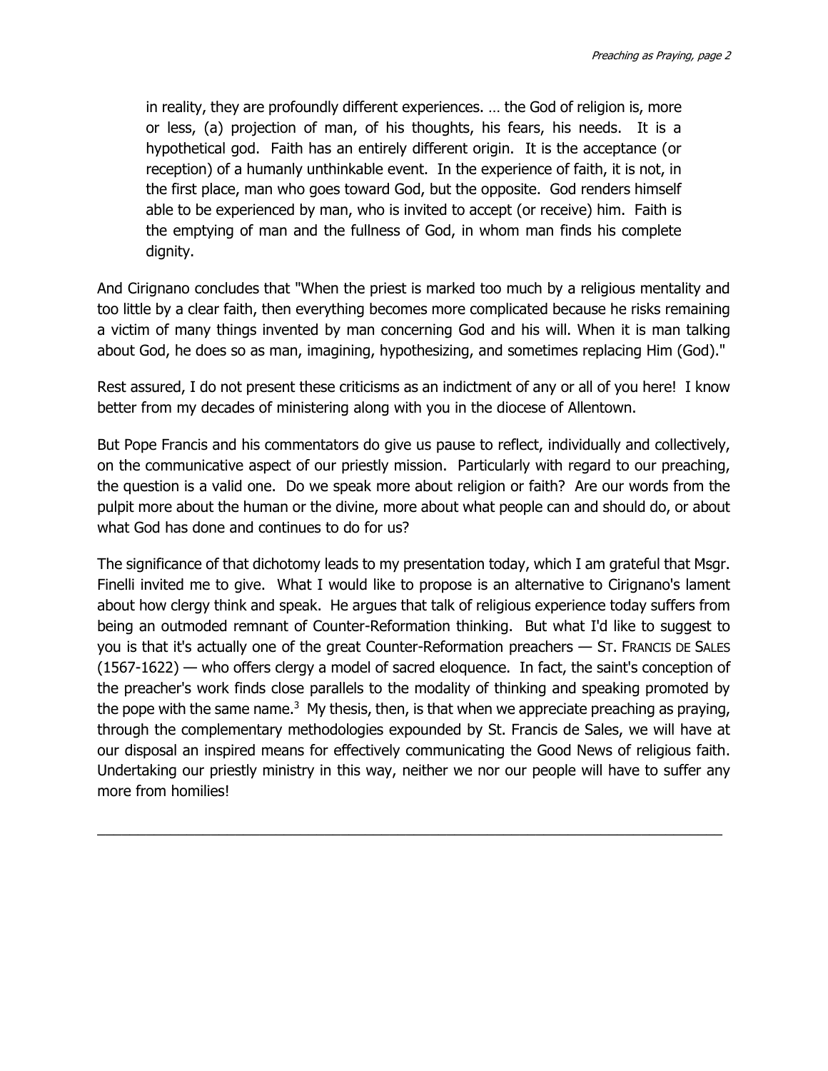> in reality, they are profoundly different experiences. … the God of religion is, more or less, (a) projection of man, of his thoughts, his fears, his needs. It is a hypothetical god. Faith has an entirely different origin. It is the acceptance (or reception) of a humanly unthinkable event. In the experience of faith, it is not, in the first place, man who goes toward God, but the opposite. God renders himself able to be experienced by man, who is invited to accept (or receive) him. Faith is the emptying of man and the fullness of God, in whom man finds his complete dignity.

And Cirignano concludes that "When the priest is marked too much by a religious mentality and too little by a clear faith, then everything becomes more complicated because he risks remaining a victim of many things invented by man concerning God and his will. When it is man talking about God, he does so as man, imagining, hypothesizing, and sometimes replacing Him (God)."

Rest assured, I do not present these criticisms as an indictment of any or all of you here! I know better from my decades of ministering along with you in the diocese of Allentown.

But Pope Francis and his commentators do give us pause to reflect, individually and collectively, on the communicative aspect of our priestly mission. Particularly with regard to our preaching, the question is a valid one. Do we speak more about religion or faith? Are our words from the pulpit more about the human or the divine, more about what people can and should do, or about what God has done and continues to do for us?

The significance of that dichotomy leads to my presentation today, which I am grateful that Msgr. Finelli invited me to give. What I would like to propose is an alternative to Cirignano's lament about how clergy think and speak. He argues that talk of religious experience today suffers from being an outmoded remnant of Counter-Reformation thinking. But what I'd like to suggest to you is that it's actually one of the great Counter-Reformation preachers — ST. FRANCIS DE SALES (1567-1622) — who offers clergy a model of sacred eloquence. In fact, the saint's conception of the preacher's work finds close parallels to the modality of thinking and speaking promoted by the pope with the same name.[3] My thesis, then, is that when we appreciate preaching as praying, through the complementary methodologies expounded by St. Francis de Sales, we will have at our disposal an inspired means for effectively communicating the Good News of religious faith. Undertaking our priestly ministry in this way, neither we nor our people will have to suffer any more from homilies!

---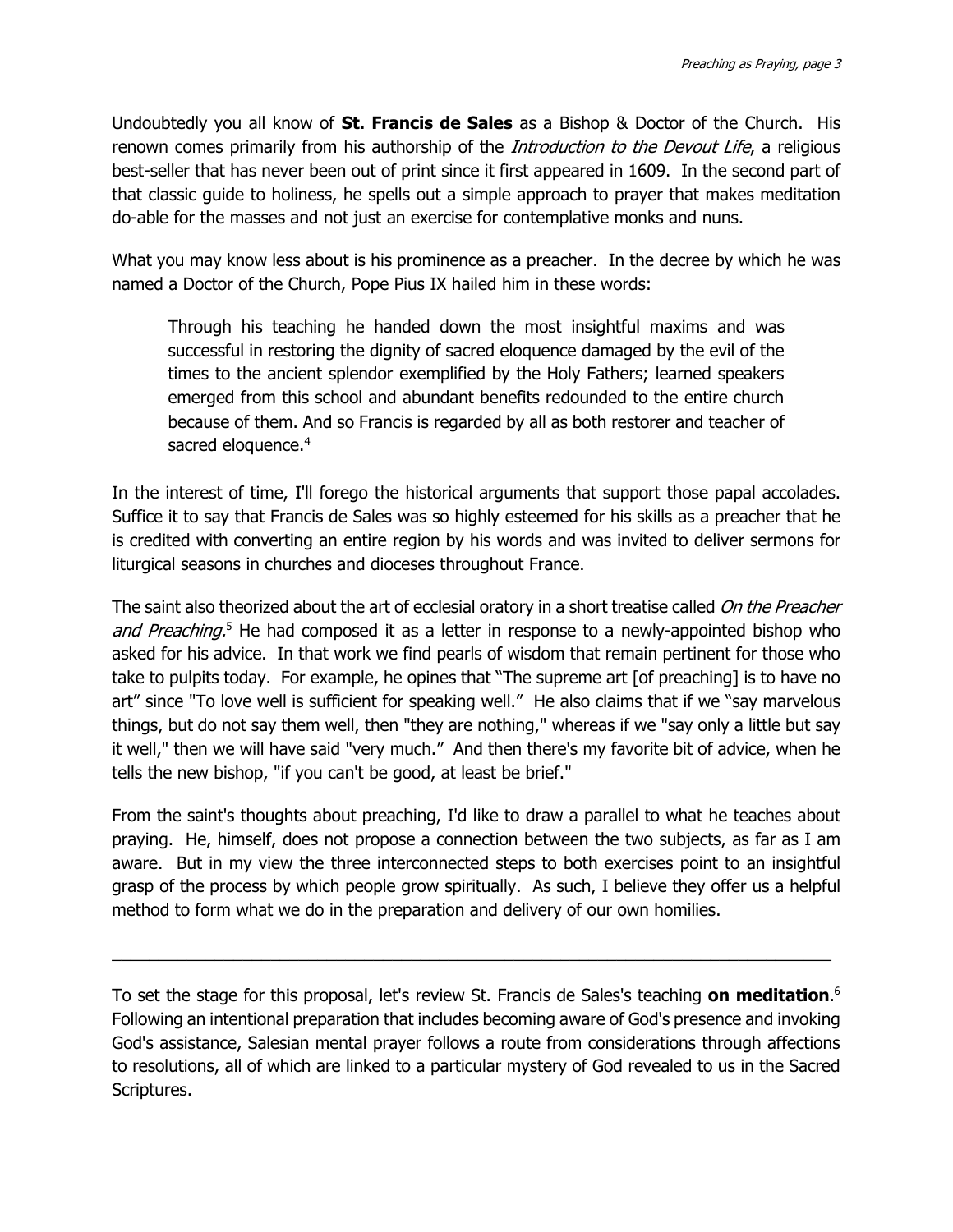Undoubtedly you all know of **St. Francis de Sales** as a Bishop & Doctor of the Church. His renown comes primarily from his authorship of the *Introduction to the Devout Life*, a religious best-seller that has never been out of print since it first appeared in 1609. In the second part of that classic guide to holiness, he spells out a simple approach to prayer that makes meditation do-able for the masses and not just an exercise for contemplative monks and nuns.

What you may know less about is his prominence as a preacher. In the decree by which he was named a Doctor of the Church, Pope Pius IX hailed him in these words:

> Through his teaching he handed down the most insightful maxims and was successful in restoring the dignity of sacred eloquence damaged by the evil of the times to the ancient splendor exemplified by the Holy Fathers; learned speakers emerged from this school and abundant benefits redounded to the entire church because of them. And so Francis is regarded by all as both restorer and teacher of sacred eloquence.[4]

In the interest of time, I'll forego the historical arguments that support those papal accolades. Suffice it to say that Francis de Sales was so highly esteemed for his skills as a preacher that he is credited with converting an entire region by his words and was invited to deliver sermons for liturgical seasons in churches and dioceses throughout France.

The saint also theorized about the art of ecclesial oratory in a short treatise called *On the Preacher and Preaching.*[5] He had composed it as a letter in response to a newly-appointed bishop who asked for his advice. In that work we find pearls of wisdom that remain pertinent for those who take to pulpits today. For example, he opines that "The supreme art [of preaching] is to have no art" since "To love well is sufficient for speaking well." He also claims that if we "say marvelous things, but do not say them well, then "they are nothing," whereas if we "say only a little but say it well," then we will have said "very much." And then there's my favorite bit of advice, when he tells the new bishop, "if you can't be good, at least be brief."

From the saint's thoughts about preaching, I'd like to draw a parallel to what he teaches about praying. He, himself, does not propose a connection between the two subjects, as far as I am aware. But in my view the three interconnected steps to both exercises point to an insightful grasp of the process by which people grow spiritually. As such, I believe they offer us a helpful method to form what we do in the preparation and delivery of our own homilies.

---

To set the stage for this proposal, let's review St. Francis de Sales's teaching **on meditation**.[6] Following an intentional preparation that includes becoming aware of God's presence and invoking God's assistance, Salesian mental prayer follows a route from considerations through affections to resolutions, all of which are linked to a particular mystery of God revealed to us in the Sacred Scriptures.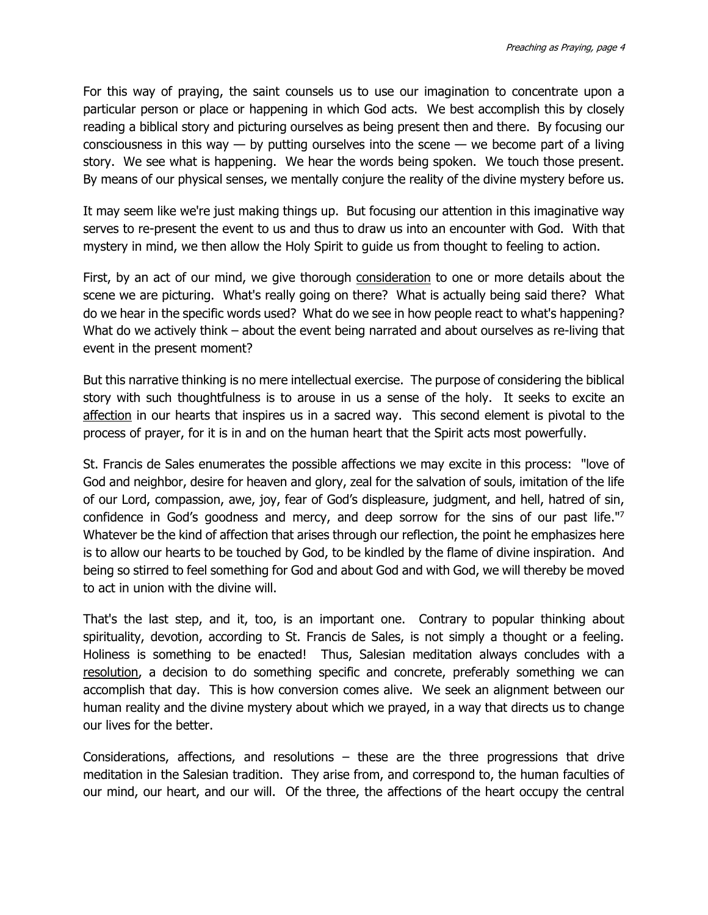For this way of praying, the saint counsels us to use our imagination to concentrate upon a particular person or place or happening in which God acts. We best accomplish this by closely reading a biblical story and picturing ourselves as being present then and there. By focusing our consciousness in this way — by putting ourselves into the scene — we become part of a living story. We see what is happening. We hear the words being spoken. We touch those present. By means of our physical senses, we mentally conjure the reality of the divine mystery before us.

It may seem like we're just making things up. But focusing our attention in this imaginative way serves to re-present the event to us and thus to draw us into an encounter with God. With that mystery in mind, we then allow the Holy Spirit to guide us from thought to feeling to action.

First, by an act of our mind, we give thorough <u>consideration</u> to one or more details about the scene we are picturing. What's really going on there? What is actually being said there? What do we hear in the specific words used? What do we see in how people react to what's happening? What do we actively think – about the event being narrated and about ourselves as re-living that event in the present moment?

But this narrative thinking is no mere intellectual exercise. The purpose of considering the biblical story with such thoughtfulness is to arouse in us a sense of the holy. It seeks to excite an <u>affection</u> in our hearts that inspires us in a sacred way. This second element is pivotal to the process of prayer, for it is in and on the human heart that the Spirit acts most powerfully.

St. Francis de Sales enumerates the possible affections we may excite in this process: "love of God and neighbor, desire for heaven and glory, zeal for the salvation of souls, imitation of the life of our Lord, compassion, awe, joy, fear of God's displeasure, judgment, and hell, hatred of sin, confidence in God's goodness and mercy, and deep sorrow for the sins of our past life."[7] Whatever be the kind of affection that arises through our reflection, the point he emphasizes here is to allow our hearts to be touched by God, to be kindled by the flame of divine inspiration. And being so stirred to feel something for God and about God and with God, we will thereby be moved to act in union with the divine will.

That's the last step, and it, too, is an important one. Contrary to popular thinking about spirituality, devotion, according to St. Francis de Sales, is not simply a thought or a feeling. Holiness is something to be enacted! Thus, Salesian meditation always concludes with a <u>resolution</u>, a decision to do something specific and concrete, preferably something we can accomplish that day. This is how conversion comes alive. We seek an alignment between our human reality and the divine mystery about which we prayed, in a way that directs us to change our lives for the better.

Considerations, affections, and resolutions – these are the three progressions that drive meditation in the Salesian tradition. They arise from, and correspond to, the human faculties of our mind, our heart, and our will. Of the three, the affections of the heart occupy the central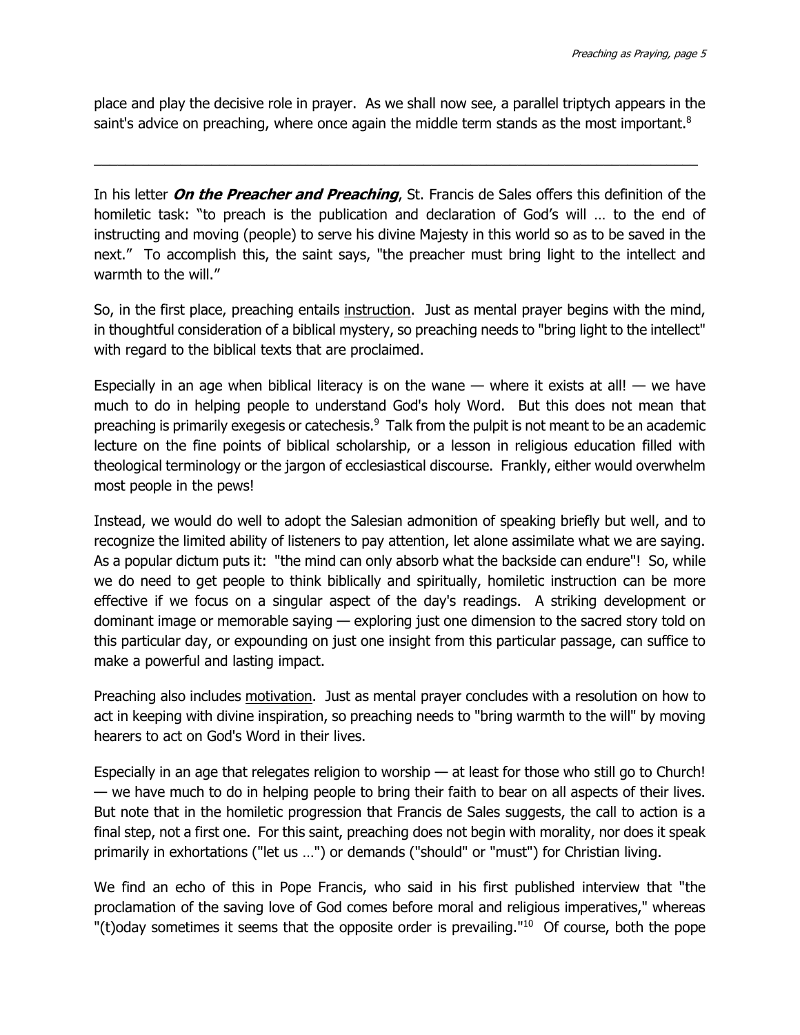place and play the decisive role in prayer. As we shall now see, a parallel triptych appears in the saint's advice on preaching, where once again the middle term stands as the most important.[8]

---

In his letter ***On the Preacher and Preaching***, St. Francis de Sales offers this definition of the homiletic task: "to preach is the publication and declaration of God's will … to the end of instructing and moving (people) to serve his divine Majesty in this world so as to be saved in the next." To accomplish this, the saint says, "the preacher must bring light to the intellect and warmth to the will."

So, in the first place, preaching entails <u>instruction</u>. Just as mental prayer begins with the mind, in thoughtful consideration of a biblical mystery, so preaching needs to "bring light to the intellect" with regard to the biblical texts that are proclaimed.

Especially in an age when biblical literacy is on the wane — where it exists at all! — we have much to do in helping people to understand God's holy Word. But this does not mean that preaching is primarily exegesis or catechesis.[9] Talk from the pulpit is not meant to be an academic lecture on the fine points of biblical scholarship, or a lesson in religious education filled with theological terminology or the jargon of ecclesiastical discourse. Frankly, either would overwhelm most people in the pews!

Instead, we would do well to adopt the Salesian admonition of speaking briefly but well, and to recognize the limited ability of listeners to pay attention, let alone assimilate what we are saying. As a popular dictum puts it: "the mind can only absorb what the backside can endure"! So, while we do need to get people to think biblically and spiritually, homiletic instruction can be more effective if we focus on a singular aspect of the day's readings. A striking development or dominant image or memorable saying — exploring just one dimension to the sacred story told on this particular day, or expounding on just one insight from this particular passage, can suffice to make a powerful and lasting impact.

Preaching also includes <u>motivation</u>. Just as mental prayer concludes with a resolution on how to act in keeping with divine inspiration, so preaching needs to "bring warmth to the will" by moving hearers to act on God's Word in their lives.

Especially in an age that relegates religion to worship — at least for those who still go to Church! — we have much to do in helping people to bring their faith to bear on all aspects of their lives. But note that in the homiletic progression that Francis de Sales suggests, the call to action is a final step, not a first one. For this saint, preaching does not begin with morality, nor does it speak primarily in exhortations ("let us …") or demands ("should" or "must") for Christian living.

We find an echo of this in Pope Francis, who said in his first published interview that "the proclamation of the saving love of God comes before moral and religious imperatives," whereas "(t)oday sometimes it seems that the opposite order is prevailing."[10] Of course, both the pope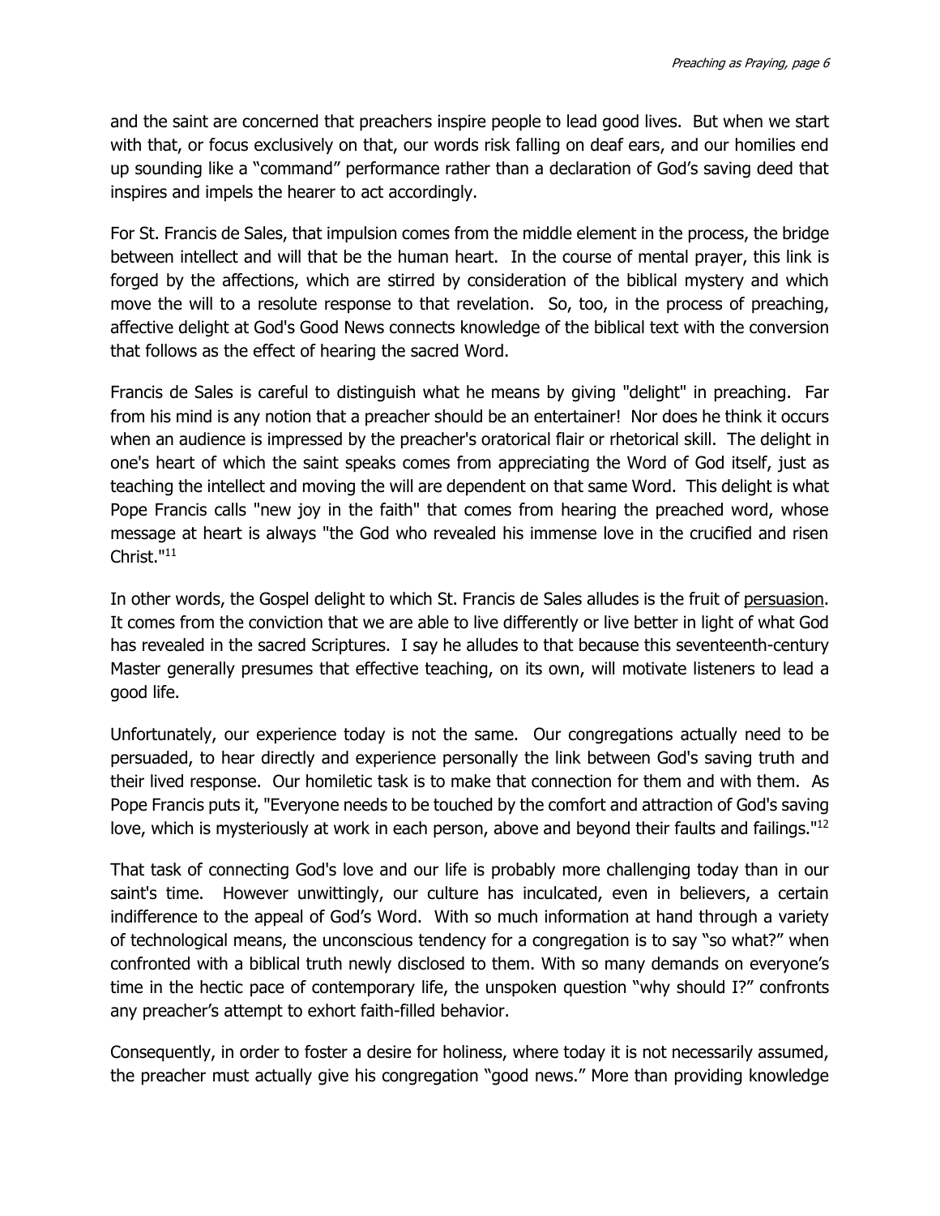and the saint are concerned that preachers inspire people to lead good lives. But when we start with that, or focus exclusively on that, our words risk falling on deaf ears, and our homilies end up sounding like a "command" performance rather than a declaration of God's saving deed that inspires and impels the hearer to act accordingly.

For St. Francis de Sales, that impulsion comes from the middle element in the process, the bridge between intellect and will that be the human heart. In the course of mental prayer, this link is forged by the affections, which are stirred by consideration of the biblical mystery and which move the will to a resolute response to that revelation. So, too, in the process of preaching, affective delight at God's Good News connects knowledge of the biblical text with the conversion that follows as the effect of hearing the sacred Word.

Francis de Sales is careful to distinguish what he means by giving "delight" in preaching. Far from his mind is any notion that a preacher should be an entertainer! Nor does he think it occurs when an audience is impressed by the preacher's oratorical flair or rhetorical skill. The delight in one's heart of which the saint speaks comes from appreciating the Word of God itself, just as teaching the intellect and moving the will are dependent on that same Word. This delight is what Pope Francis calls "new joy in the faith" that comes from hearing the preached word, whose message at heart is always "the God who revealed his immense love in the crucified and risen Christ."[11]

In other words, the Gospel delight to which St. Francis de Sales alludes is the fruit of <u>persuasion</u>. It comes from the conviction that we are able to live differently or live better in light of what God has revealed in the sacred Scriptures. I say he alludes to that because this seventeenth-century Master generally presumes that effective teaching, on its own, will motivate listeners to lead a good life.

Unfortunately, our experience today is not the same. Our congregations actually need to be persuaded, to hear directly and experience personally the link between God's saving truth and their lived response. Our homiletic task is to make that connection for them and with them. As Pope Francis puts it, "Everyone needs to be touched by the comfort and attraction of God's saving love, which is mysteriously at work in each person, above and beyond their faults and failings."[12]

That task of connecting God's love and our life is probably more challenging today than in our saint's time. However unwittingly, our culture has inculcated, even in believers, a certain indifference to the appeal of God's Word. With so much information at hand through a variety of technological means, the unconscious tendency for a congregation is to say "so what?" when confronted with a biblical truth newly disclosed to them. With so many demands on everyone's time in the hectic pace of contemporary life, the unspoken question "why should I?" confronts any preacher's attempt to exhort faith-filled behavior.

Consequently, in order to foster a desire for holiness, where today it is not necessarily assumed, the preacher must actually give his congregation "good news." More than providing knowledge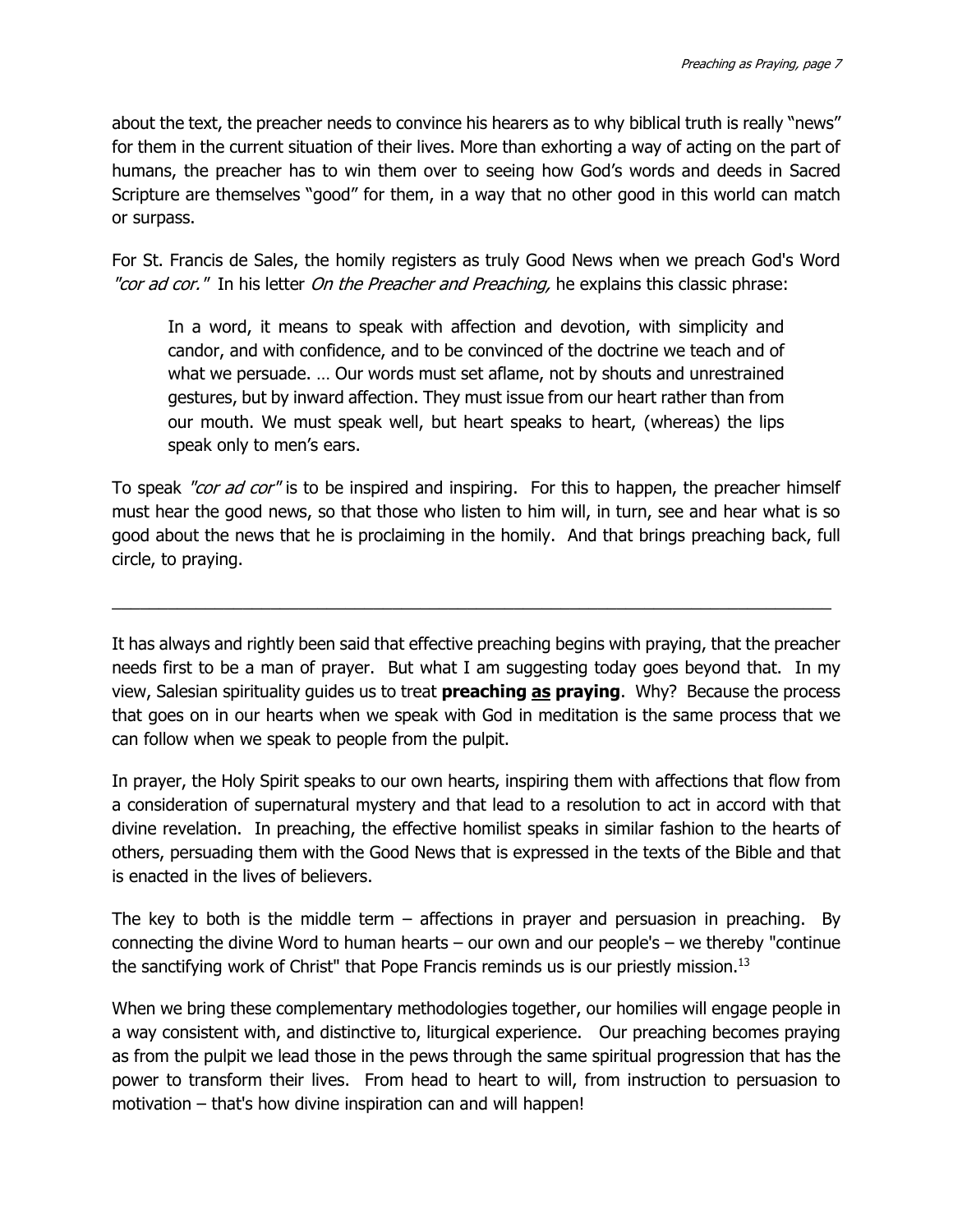about the text, the preacher needs to convince his hearers as to why biblical truth is really "news" for them in the current situation of their lives. More than exhorting a way of acting on the part of humans, the preacher has to win them over to seeing how God's words and deeds in Sacred Scripture are themselves "good" for them, in a way that no other good in this world can match or surpass.

For St. Francis de Sales, the homily registers as truly Good News when we preach God's Word *"cor ad cor."* In his letter *On the Preacher and Preaching,* he explains this classic phrase:

> In a word, it means to speak with affection and devotion, with simplicity and candor, and with confidence, and to be convinced of the doctrine we teach and of what we persuade. … Our words must set aflame, not by shouts and unrestrained gestures, but by inward affection. They must issue from our heart rather than from our mouth. We must speak well, but heart speaks to heart, (whereas) the lips speak only to men's ears.

To speak *"cor ad cor"* is to be inspired and inspiring. For this to happen, the preacher himself must hear the good news, so that those who listen to him will, in turn, see and hear what is so good about the news that he is proclaiming in the homily. And that brings preaching back, full circle, to praying.

---

It has always and rightly been said that effective preaching begins with praying, that the preacher needs first to be a man of prayer. But what I am suggesting today goes beyond that. In my view, Salesian spirituality guides us to treat **preaching <u>as</u> praying**. Why? Because the process that goes on in our hearts when we speak with God in meditation is the same process that we can follow when we speak to people from the pulpit.

In prayer, the Holy Spirit speaks to our own hearts, inspiring them with affections that flow from a consideration of supernatural mystery and that lead to a resolution to act in accord with that divine revelation. In preaching, the effective homilist speaks in similar fashion to the hearts of others, persuading them with the Good News that is expressed in the texts of the Bible and that is enacted in the lives of believers.

The key to both is the middle term – affections in prayer and persuasion in preaching. By connecting the divine Word to human hearts – our own and our people's – we thereby "continue the sanctifying work of Christ" that Pope Francis reminds us is our priestly mission.[13]

When we bring these complementary methodologies together, our homilies will engage people in a way consistent with, and distinctive to, liturgical experience. Our preaching becomes praying as from the pulpit we lead those in the pews through the same spiritual progression that has the power to transform their lives. From head to heart to will, from instruction to persuasion to motivation – that's how divine inspiration can and will happen!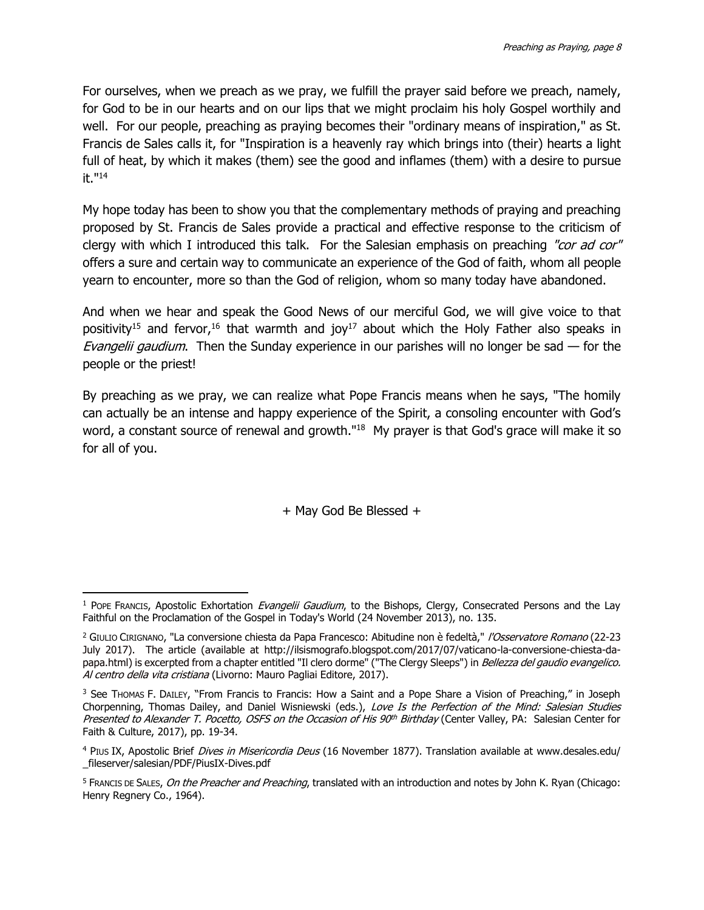For ourselves, when we preach as we pray, we fulfill the prayer said before we preach, namely, for God to be in our hearts and on our lips that we might proclaim his holy Gospel worthily and well. For our people, preaching as praying becomes their "ordinary means of inspiration," as St. Francis de Sales calls it, for "Inspiration is a heavenly ray which brings into (their) hearts a light full of heat, by which it makes (them) see the good and inflames (them) with a desire to pursue it."[14]

My hope today has been to show you that the complementary methods of praying and preaching proposed by St. Francis de Sales provide a practical and effective response to the criticism of clergy with which I introduced this talk. For the Salesian emphasis on preaching *"cor ad cor"* offers a sure and certain way to communicate an experience of the God of faith, whom all people yearn to encounter, more so than the God of religion, whom so many today have abandoned.

And when we hear and speak the Good News of our merciful God, we will give voice to that positivity[15] and fervor,[16] that warmth and joy[17] about which the Holy Father also speaks in *Evangelii gaudium*. Then the Sunday experience in our parishes will no longer be sad — for the people or the priest!

By preaching as we pray, we can realize what Pope Francis means when he says, "The homily can actually be an intense and happy experience of the Spirit, a consoling encounter with God's word, a constant source of renewal and growth."[18] My prayer is that God's grace will make it so for all of you.

+ May God Be Blessed +

---

[1] Pope Francis, Apostolic Exhortation *Evangelii Gaudium*, to the Bishops, Clergy, Consecrated Persons and the Lay Faithful on the Proclamation of the Gospel in Today's World (24 November 2013), no. 135.

[2] Giulio Cirignano, "La conversione chiesta da Papa Francesco: Abitudine non è fedeltà," *l'Osservatore Romano* (22-23 July 2017). The article (available at http://ilsismografo.blogspot.com/2017/07/vaticano-la-conversione-chiesta-da-papa.html) is excerpted from a chapter entitled "Il clero dorme" ("The Clergy Sleeps") in *Bellezza del gaudio evangelico. Al centro della vita cristiana* (Livorno: Mauro Pagliai Editore, 2017).

[3] See Thomas F. Dailey, "From Francis to Francis: How a Saint and a Pope Share a Vision of Preaching," in Joseph Chorpenning, Thomas Dailey, and Daniel Wisniewski (eds.), *Love Is the Perfection of the Mind: Salesian Studies Presented to Alexander T. Pocetto, OSFS on the Occasion of His 90th Birthday* (Center Valley, PA: Salesian Center for Faith & Culture, 2017), pp. 19-34.

[4] Pius IX, Apostolic Brief *Dives in Misericordia Deus* (16 November 1877). Translation available at www.desales.edu/_fileserver/salesian/PDF/PiusIX-Dives.pdf

[5] Francis de Sales, *On the Preacher and Preaching*, translated with an introduction and notes by John K. Ryan (Chicago: Henry Regnery Co., 1964).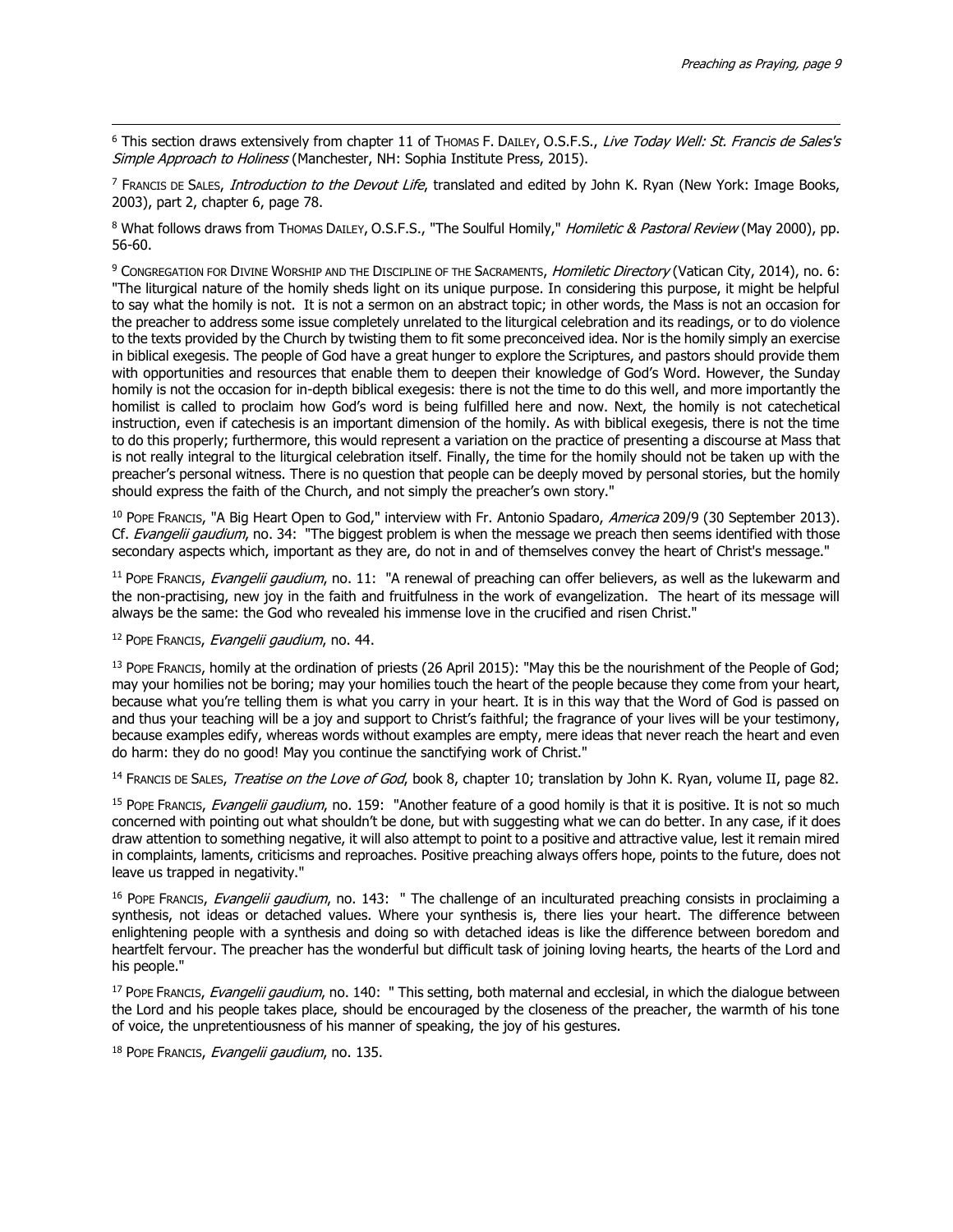[6] This section draws extensively from chapter 11 of THOMAS F. DAILEY, O.S.F.S., *Live Today Well: St. Francis de Sales's Simple Approach to Holiness* (Manchester, NH: Sophia Institute Press, 2015).

[7] FRANCIS DE SALES, *Introduction to the Devout Life*, translated and edited by John K. Ryan (New York: Image Books, 2003), part 2, chapter 6, page 78.

[8] What follows draws from THOMAS DAILEY, O.S.F.S., "The Soulful Homily," *Homiletic & Pastoral Review* (May 2000), pp. 56-60.

[9] CONGREGATION FOR DIVINE WORSHIP AND THE DISCIPLINE OF THE SACRAMENTS, *Homiletic Directory* (Vatican City, 2014), no. 6: "The liturgical nature of the homily sheds light on its unique purpose. In considering this purpose, it might be helpful to say what the homily is not. It is not a sermon on an abstract topic; in other words, the Mass is not an occasion for the preacher to address some issue completely unrelated to the liturgical celebration and its readings, or to do violence to the texts provided by the Church by twisting them to fit some preconceived idea. Nor is the homily simply an exercise in biblical exegesis. The people of God have a great hunger to explore the Scriptures, and pastors should provide them with opportunities and resources that enable them to deepen their knowledge of God's Word. However, the Sunday homily is not the occasion for in-depth biblical exegesis: there is not the time to do this well, and more importantly the homilist is called to proclaim how God's word is being fulfilled here and now. Next, the homily is not catechetical instruction, even if catechesis is an important dimension of the homily. As with biblical exegesis, there is not the time to do this properly; furthermore, this would represent a variation on the practice of presenting a discourse at Mass that is not really integral to the liturgical celebration itself. Finally, the time for the homily should not be taken up with the preacher's personal witness. There is no question that people can be deeply moved by personal stories, but the homily should express the faith of the Church, and not simply the preacher's own story."

[10] POPE FRANCIS, "A Big Heart Open to God," interview with Fr. Antonio Spadaro, *America* 209/9 (30 September 2013). Cf. *Evangelii gaudium*, no. 34: "The biggest problem is when the message we preach then seems identified with those secondary aspects which, important as they are, do not in and of themselves convey the heart of Christ's message."

[11] POPE FRANCIS, *Evangelii gaudium*, no. 11: "A renewal of preaching can offer believers, as well as the lukewarm and the non-practising, new joy in the faith and fruitfulness in the work of evangelization. The heart of its message will always be the same: the God who revealed his immense love in the crucified and risen Christ."

[12] POPE FRANCIS, *Evangelii gaudium*, no. 44.

[13] POPE FRANCIS, homily at the ordination of priests (26 April 2015): "May this be the nourishment of the People of God; may your homilies not be boring; may your homilies touch the heart of the people because they come from your heart, because what you're telling them is what you carry in your heart. It is in this way that the Word of God is passed on and thus your teaching will be a joy and support to Christ's faithful; the fragrance of your lives will be your testimony, because examples edify, whereas words without examples are empty, mere ideas that never reach the heart and even do harm: they do no good! May you continue the sanctifying work of Christ."

[14] FRANCIS DE SALES, *Treatise on the Love of God*, book 8, chapter 10; translation by John K. Ryan, volume II, page 82.

[15] POPE FRANCIS, *Evangelii gaudium*, no. 159: "Another feature of a good homily is that it is positive. It is not so much concerned with pointing out what shouldn't be done, but with suggesting what we can do better. In any case, if it does draw attention to something negative, it will also attempt to point to a positive and attractive value, lest it remain mired in complaints, laments, criticisms and reproaches. Positive preaching always offers hope, points to the future, does not leave us trapped in negativity."

[16] POPE FRANCIS, *Evangelii gaudium*, no. 143: " The challenge of an inculturated preaching consists in proclaiming a synthesis, not ideas or detached values. Where your synthesis is, there lies your heart. The difference between enlightening people with a synthesis and doing so with detached ideas is like the difference between boredom and heartfelt fervour. The preacher has the wonderful but difficult task of joining loving hearts, the hearts of the Lord and his people."

[17] POPE FRANCIS, *Evangelii gaudium*, no. 140: " This setting, both maternal and ecclesial, in which the dialogue between the Lord and his people takes place, should be encouraged by the closeness of the preacher, the warmth of his tone of voice, the unpretentiousness of his manner of speaking, the joy of his gestures.

[18] POPE FRANCIS, *Evangelii gaudium*, no. 135.